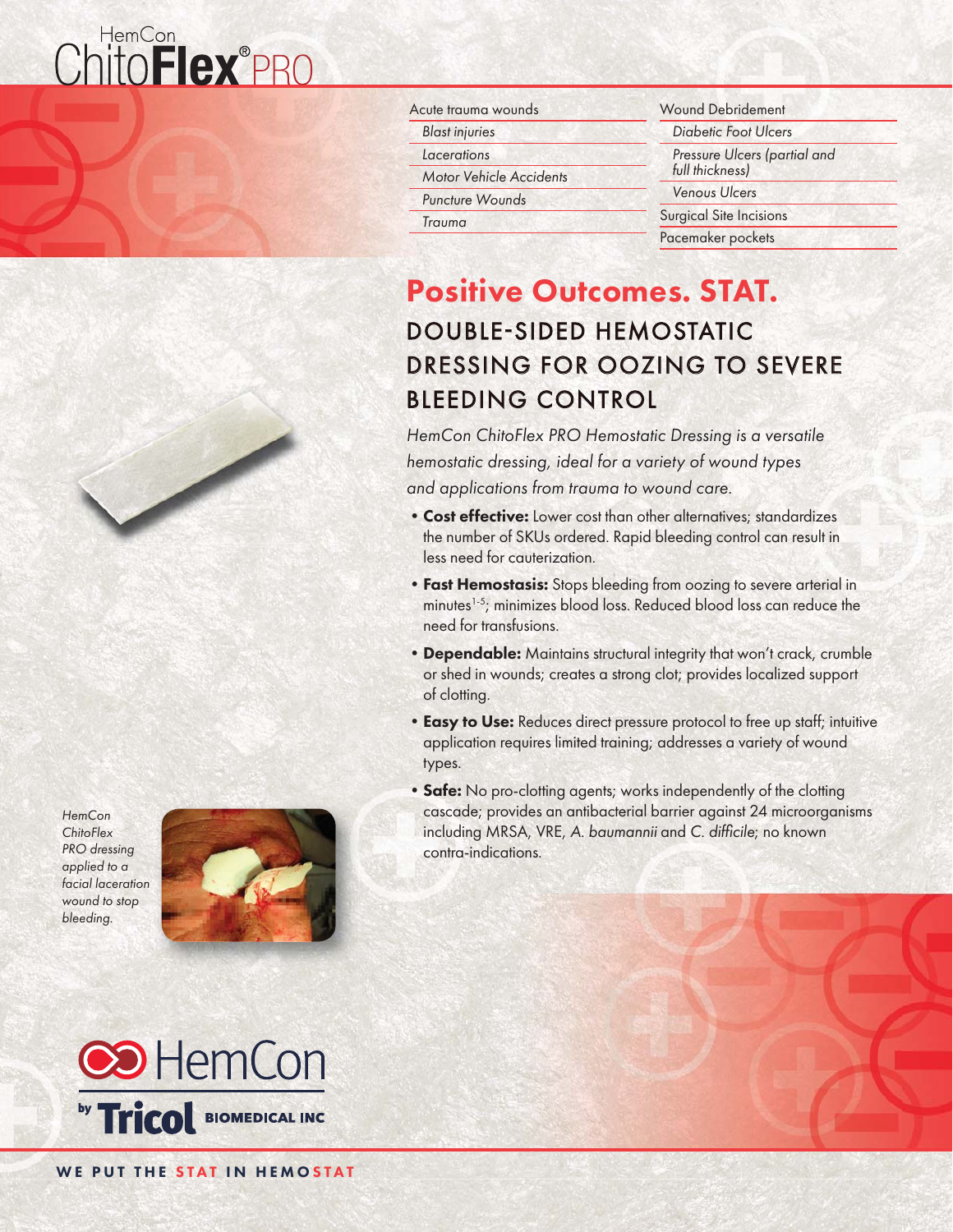# HemCon ChitoFlex® PRO

| Acute trauma wounds | Wound Debridement |
| --- | --- |
| *Blast injuries* | *Diabetic Foot Ulcers* |
| *Lacerations* | *Pressure Ulcers (partial and full thickness)* |
| *Motor Vehicle Accidents* | *Venous Ulcers* |
| *Puncture Wounds* | Surgical Site Incisions |
| *Trauma* | Pacemaker pockets |

## Positive Outcomes. STAT.

### DOUBLE-SIDED HEMOSTATIC DRESSING FOR OOZING TO SEVERE BLEEDING CONTROL

*HemCon ChitoFlex PRO Hemostatic Dressing is a versatile hemostatic dressing, ideal for a variety of wound types and applications from trauma to wound care.*

- **Cost effective:** Lower cost than other alternatives; standardizes the number of SKUs ordered. Rapid bleeding control can result in less need for cauterization.
- **Fast Hemostasis:** Stops bleeding from oozing to severe arterial in minutes[1-5]; minimizes blood loss. Reduced blood loss can reduce the need for transfusions.
- **Dependable:** Maintains structural integrity that won't crack, crumble or shed in wounds; creates a strong clot; provides localized support of clotting.
- **Easy to Use:** Reduces direct pressure protocol to free up staff; intuitive application requires limited training; addresses a variety of wound types.
- **Safe:** No pro-clotting agents; works independently of the clotting cascade; provides an antibacterial barrier against 24 microorganisms including MRSA, VRE, *A. baumannii* and *C. difficile*; no known contra-indications.

*HemCon ChitoFlex PRO dressing applied to a facial laceration wound to stop bleeding.*

HemCon by Tricol BIOMEDICAL INC

WE PUT THE STAT IN HEMOSTAT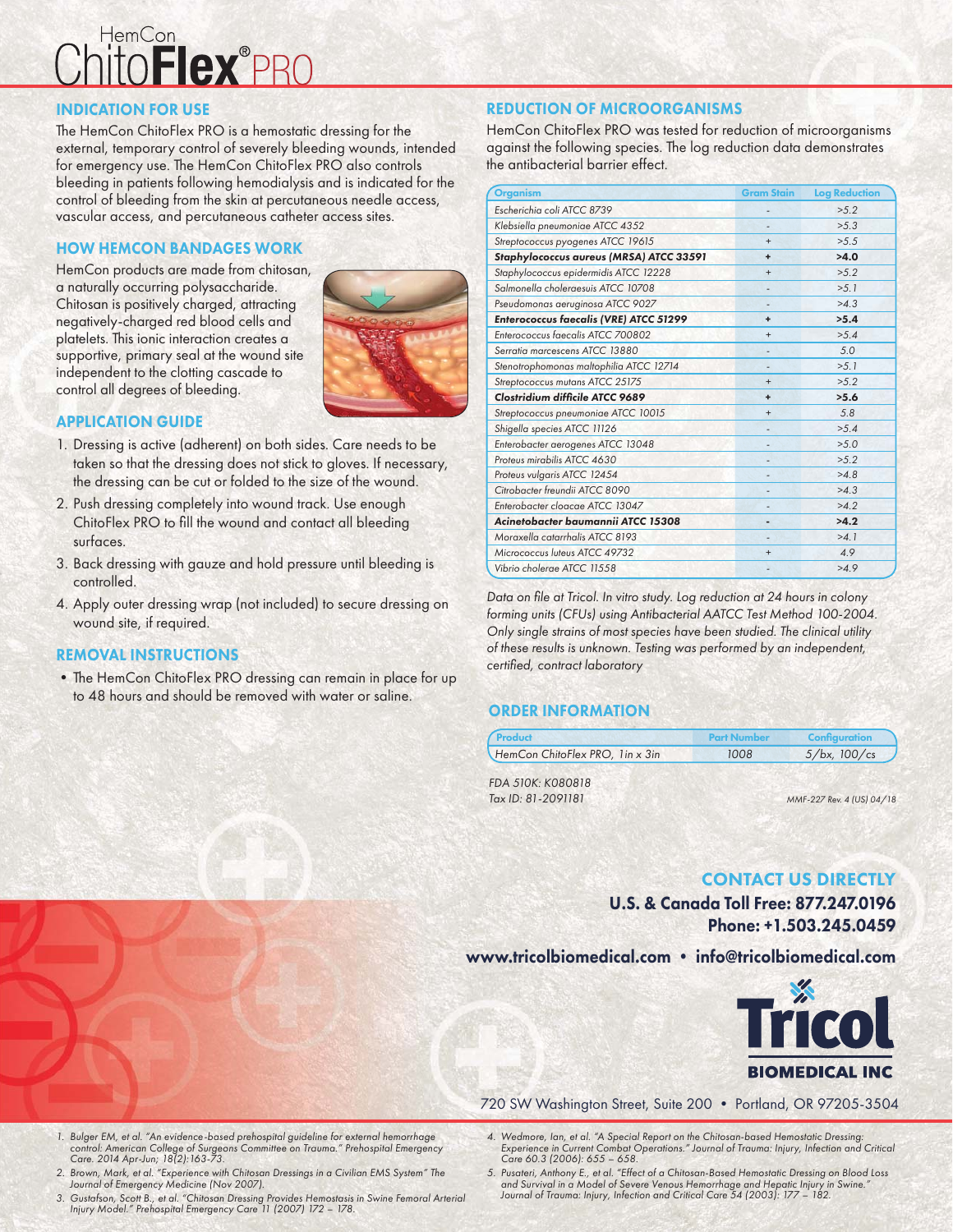# HemCon ChitoFlex® PRO

## INDICATION FOR USE

The HemCon ChitoFlex PRO is a hemostatic dressing for the external, temporary control of severely bleeding wounds, intended for emergency use. The HemCon ChitoFlex PRO also controls bleeding in patients following hemodialysis and is indicated for the control of bleeding from the skin at percutaneous needle access, vascular access, and percutaneous catheter access sites.

## HOW HEMCON BANDAGES WORK

HemCon products are made from chitosan, a naturally occurring polysaccharide. Chitosan is positively charged, attracting negatively-charged red blood cells and platelets. This ionic interaction creates a supportive, primary seal at the wound site independent to the clotting cascade to control all degrees of bleeding.

## APPLICATION GUIDE

1. Dressing is active (adherent) on both sides. Care needs to be taken so that the dressing does not stick to gloves. If necessary, the dressing can be cut or folded to the size of the wound.
2. Push dressing completely into wound track. Use enough ChitoFlex PRO to fill the wound and contact all bleeding surfaces.
3. Back dressing with gauze and hold pressure until bleeding is controlled.
4. Apply outer dressing wrap (not included) to secure dressing on wound site, if required.

## REMOVAL INSTRUCTIONS

- The HemCon ChitoFlex PRO dressing can remain in place for up to 48 hours and should be removed with water or saline.

## REDUCTION OF MICROORGANISMS

HemCon ChitoFlex PRO was tested for reduction of microorganisms against the following species. The log reduction data demonstrates the antibacterial barrier effect.

| Organism | Gram Stain | Log Reduction |
|---|---|---|
| *Escherichia coli ATCC 8739* | - | >5.2 |
| *Klebsiella pneumoniae ATCC 4352* | - | >5.3 |
| *Streptococcus pyogenes ATCC 19615* | + | >5.5 |
| ***Staphylococcus aureus (MRSA) ATCC 33591*** | **+** | **>4.0** |
| *Staphylococcus epidermidis ATCC 12228* | + | >5.2 |
| *Salmonella choleraesuis ATCC 10708* | - | >5.1 |
| *Pseudomonas aeruginosa ATCC 9027* | - | >4.3 |
| ***Enterococcus faecalis (VRE) ATCC 51299*** | **+** | **>5.4** |
| *Enterococcus faecalis ATCC 700802* | + | >5.4 |
| *Serratia marcescens ATCC 13880* | - | 5.0 |
| *Stenotrophomonas maltophilia ATCC 12714* | - | >5.1 |
| *Streptococcus mutans ATCC 25175* | + | >5.2 |
| ***Clostridium difficile ATCC 9689*** | **+** | **>5.6** |
| *Streptococcus pneumoniae ATCC 10015* | + | 5.8 |
| *Shigella species ATCC 11126* | - | >5.4 |
| *Enterobacter aerogenes ATCC 13048* | - | >5.0 |
| *Proteus mirabilis ATCC 4630* | - | >5.2 |
| *Proteus vulgaris ATCC 12454* | - | >4.8 |
| *Citrobacter freundii ATCC 8090* | - | >4.3 |
| *Enterobacter cloacae ATCC 13047* | - | >4.2 |
| ***Acinetobacter baumannii ATCC 15308*** | **-** | **>4.2** |
| *Moraxella catarrhalis ATCC 8193* | - | >4.1 |
| *Micrococcus luteus ATCC 49732* | + | 4.9 |
| *Vibrio cholerae ATCC 11558* | - | >4.9 |

*Data on file at Tricol. In vitro study. Log reduction at 24 hours in colony forming units (CFUs) using Antibacterial AATCC Test Method 100-2004. Only single strains of most species have been studied. The clinical utility of these results is unknown. Testing was performed by an independent, certified, contract laboratory*

## ORDER INFORMATION

| Product | Part Number | Configuration |
|---|---|---|
| *HemCon ChitoFlex PRO, 1in x 3in* | *1008* | *5/bx, 100/cs* |

*FDA 510K: K080818*
*Tax ID: 81-2091181*

*MMF-227 Rev. 4 (US) 04/18*

## CONTACT US DIRECTLY

**U.S. & Canada Toll Free: 877.247.0196**
**Phone: +1.503.245.0459**

**www.tricolbiomedical.com • info@tricolbiomedical.com**

**Tricol BIOMEDICAL INC**

720 SW Washington Street, Suite 200 • Portland, OR 97205-3504

1. *Bulger EM, et al. "An evidence-based prehospital guideline for external hemorrhage control: American College of Surgeons Committee on Trauma." Prehospital Emergency Care. 2014 Apr-Jun; 18(2):163-73.*
2. *Brown, Mark, et al. "Experience with Chitosan Dressings in a Civilian EMS System" The Journal of Emergency Medicine (Nov 2007).*
3. *Gustafson, Scott B., et al. "Chitosan Dressing Provides Hemostasis in Swine Femoral Arterial Injury Model." Prehospital Emergency Care 11 (2007) 172 – 178.*
4. *Wedmore, Ian, et al. "A Special Report on the Chitosan-based Hemostatic Dressing: Experience in Current Combat Operations." Journal of Trauma: Injury, Infection and Critical Care 60.3 (2006): 655 – 658.*
5. *Pusateri, Anthony E., et al. "Effect of a Chitosan-Based Hemostatic Dressing on Blood Loss and Survival in a Model of Severe Venous Hemorrhage and Hepatic Injury in Swine." Journal of Trauma: Injury, Infection and Critical Care 54 (2003): 177 – 182.*